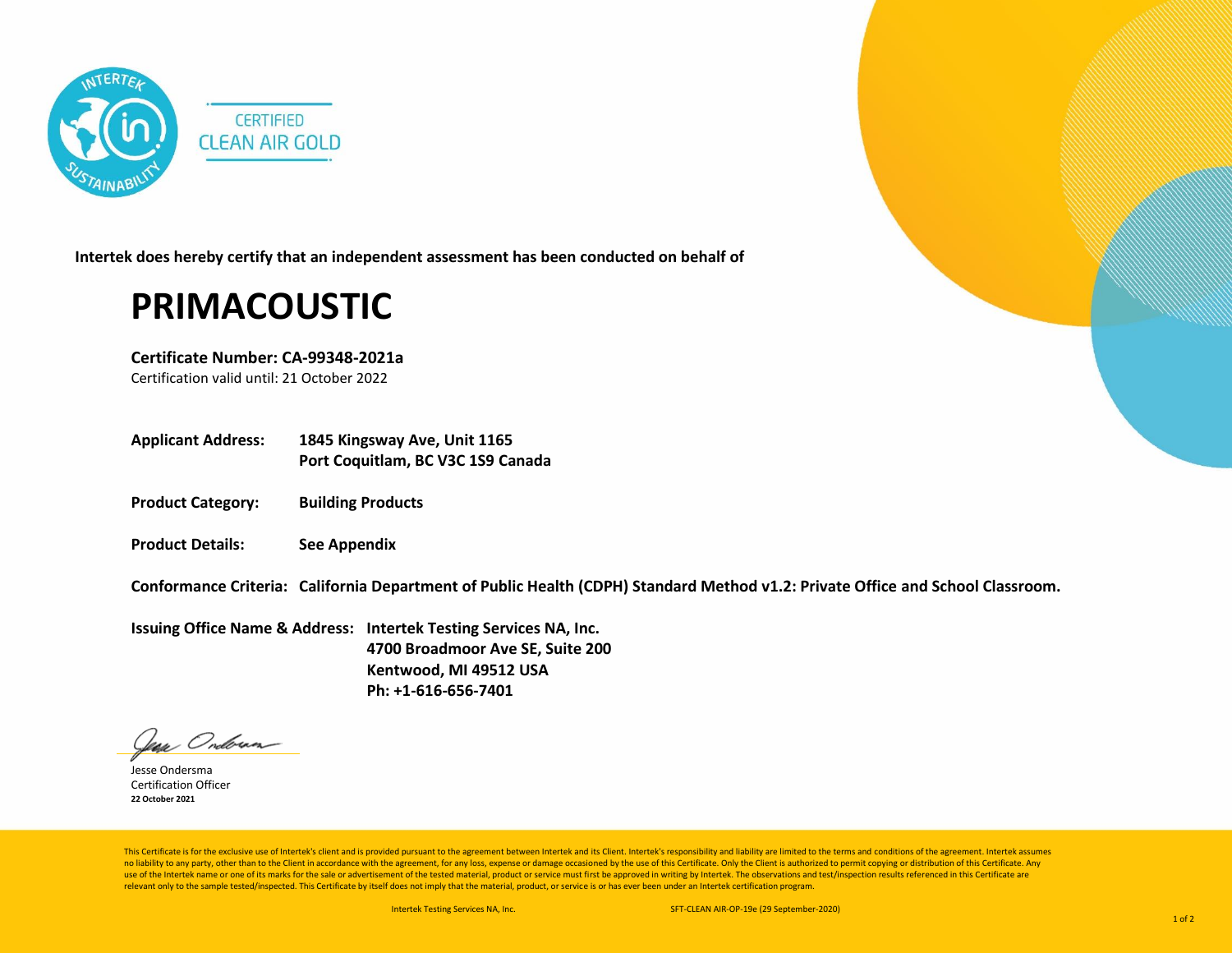INTERTEK SUSTAINABILITY

CERTIFIED
CLEAN AIR GOLD

**Intertek does hereby certify that an independent assessment has been conducted on behalf of**

# PRIMACOUSTIC

**Certificate Number: CA-99348-2021a**
Certification valid until: 21 October 2022

**Applicant Address:** **1845 Kingsway Ave, Unit 1165**
**Port Coquitlam, BC V3C 1S9 Canada**

**Product Category:** **Building Products**

**Product Details:** **See Appendix**

**Conformance Criteria:** **California Department of Public Health (CDPH) Standard Method v1.2: Private Office and School Classroom.**

**Issuing Office Name & Address:** **Intertek Testing Services NA, Inc.**
**4700 Broadmoor Ave SE, Suite 200**
**Kentwood, MI 49512 USA**
**Ph: +1-616-656-7401**

Jesse Ondersma
Certification Officer
**22 October 2021**

This Certificate is for the exclusive use of Intertek's client and is provided pursuant to the agreement between Intertek and its Client. Intertek's responsibility and liability are limited to the terms and conditions of the agreement. Intertek assumes no liability to any party, other than to the Client in accordance with the agreement, for any loss, expense or damage occasioned by the use of this Certificate. Only the Client is authorized to permit copying or distribution of this Certificate. Any use of the Intertek name or one of its marks for the sale or advertisement of the tested material, product or service must first be approved in writing by Intertek. The observations and test/inspection results referenced in this Certificate are relevant only to the sample tested/inspected. This Certificate by itself does not imply that the material, product, or service is or has ever been under an Intertek certification program.

Intertek Testing Services NA, Inc. SFT-CLEAN AIR-OP-19e (29 September-2020)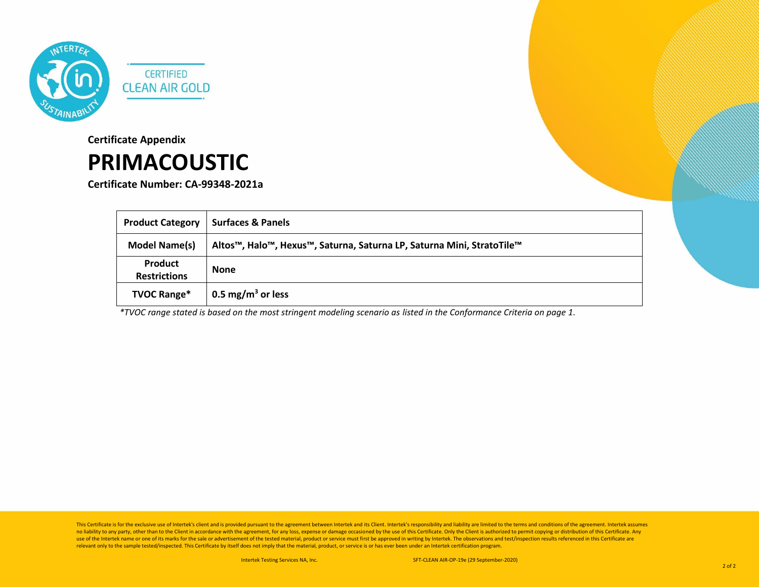CERTIFIED
CLEAN AIR GOLD

**Certificate Appendix**

# PRIMACOUSTIC

**Certificate Number: CA-99348-2021a**

| | |
|---|---|
| **Product Category** | **Surfaces & Panels** |
| **Model Name(s)** | **Altos™, Halo™, Hexus™, Saturna, Saturna LP, Saturna Mini, StratoTile™** |
| **Product Restrictions** | **None** |
| **TVOC Range*** | **0.5 mg/m$^3$ or less** |

*\*TVOC range stated is based on the most stringent modeling scenario as listed in the Conformance Criteria on page 1.*

This Certificate is for the exclusive use of Intertek's client and is provided pursuant to the agreement between Intertek and its Client. Intertek's responsibility and liability are limited to the terms and conditions of the agreement. Intertek assumes no liability to any party, other than to the Client in accordance with the agreement, for any loss, expense or damage occasioned by the use of this Certificate. Only the Client is authorized to permit copying or distribution of this Certificate. Any use of the Intertek name or one of its marks for the sale or advertisement of the tested material, product or service must first be approved in writing by Intertek. The observations and test/inspection results referenced in this Certificate are relevant only to the sample tested/inspected. This Certificate by itself does not imply that the material, product, or service is or has ever been under an Intertek certification program.

Intertek Testing Services NA, Inc.    SFT-CLEAN AIR-OP-19e (29 September-2020)